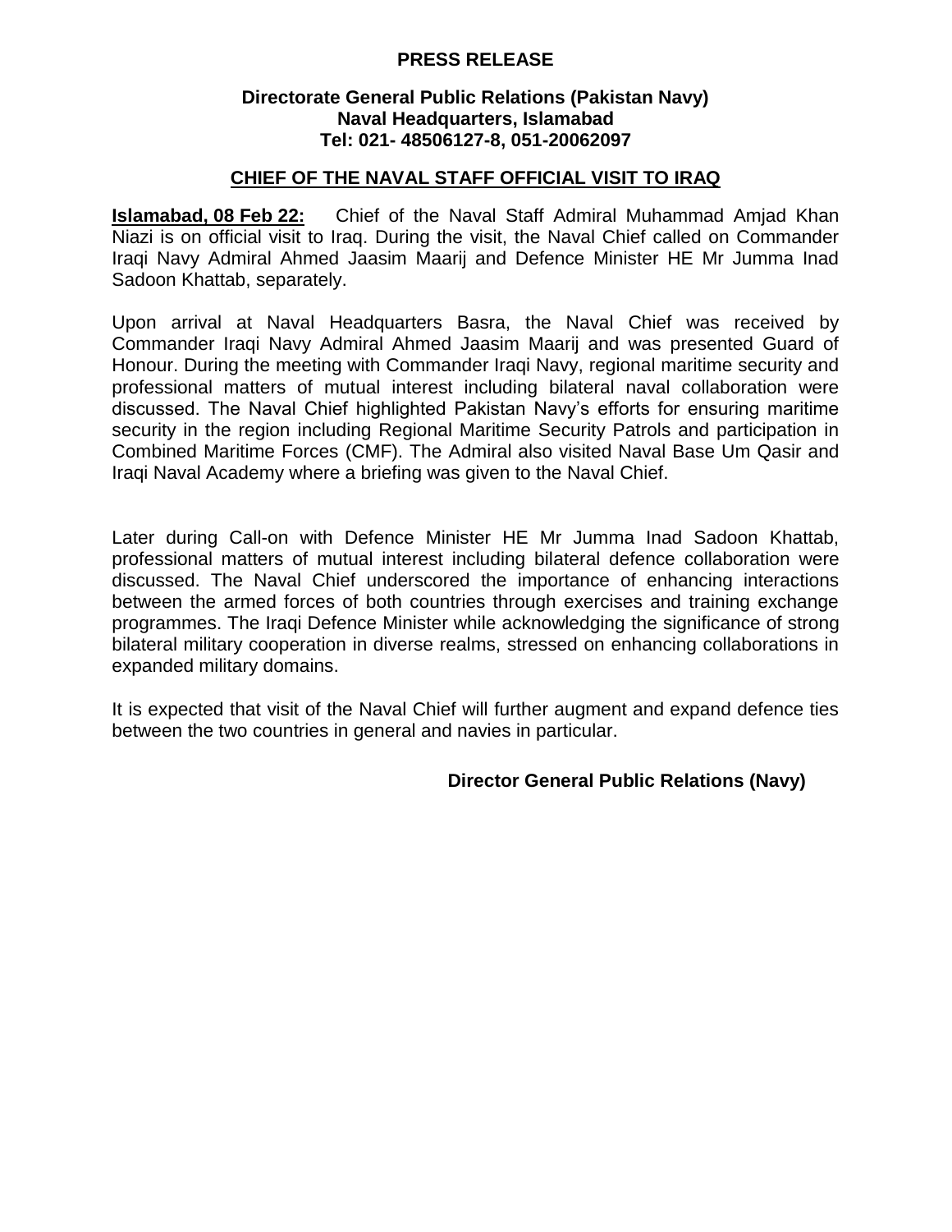**PRESS RELEASE**

**Directorate General Public Relations (Pakistan Navy)**
**Naval Headquarters, Islamabad**
**Tel: 021- 48506127-8, 051-20062097**

## CHIEF OF THE NAVAL STAFF OFFICIAL VISIT TO IRAQ

**Islamabad, 08 Feb 22:** Chief of the Naval Staff Admiral Muhammad Amjad Khan Niazi is on official visit to Iraq. During the visit, the Naval Chief called on Commander Iraqi Navy Admiral Ahmed Jaasim Maarij and Defence Minister HE Mr Jumma Inad Sadoon Khattab, separately.

Upon arrival at Naval Headquarters Basra, the Naval Chief was received by Commander Iraqi Navy Admiral Ahmed Jaasim Maarij and was presented Guard of Honour. During the meeting with Commander Iraqi Navy, regional maritime security and professional matters of mutual interest including bilateral naval collaboration were discussed. The Naval Chief highlighted Pakistan Navy's efforts for ensuring maritime security in the region including Regional Maritime Security Patrols and participation in Combined Maritime Forces (CMF). The Admiral also visited Naval Base Um Qasir and Iraqi Naval Academy where a briefing was given to the Naval Chief.

Later during Call-on with Defence Minister HE Mr Jumma Inad Sadoon Khattab, professional matters of mutual interest including bilateral defence collaboration were discussed. The Naval Chief underscored the importance of enhancing interactions between the armed forces of both countries through exercises and training exchange programmes. The Iraqi Defence Minister while acknowledging the significance of strong bilateral military cooperation in diverse realms, stressed on enhancing collaborations in expanded military domains.

It is expected that visit of the Naval Chief will further augment and expand defence ties between the two countries in general and navies in particular.

**Director General Public Relations (Navy)**